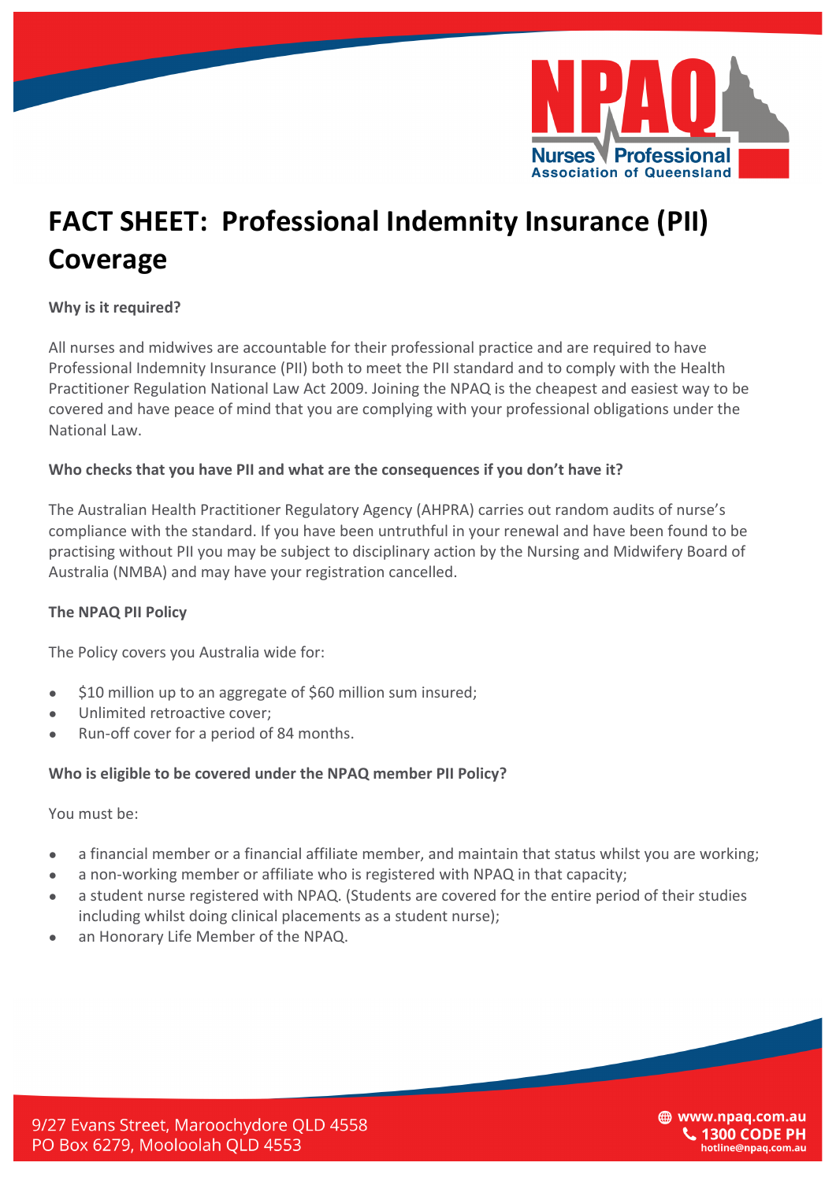# FACT SHEET: Professional Indemnity Insurance (PII) Coverage

**Why is it required?**

All nurses and midwives are accountable for their professional practice and are required to have Professional Indemnity Insurance (PII) both to meet the PII standard and to comply with the Health Practitioner Regulation National Law Act 2009. Joining the NPAQ is the cheapest and easiest way to be covered and have peace of mind that you are complying with your professional obligations under the National Law.

**Who checks that you have PII and what are the consequences if you don't have it?**

The Australian Health Practitioner Regulatory Agency (AHPRA) carries out random audits of nurse's compliance with the standard. If you have been untruthful in your renewal and have been found to be practising without PII you may be subject to disciplinary action by the Nursing and Midwifery Board of Australia (NMBA) and may have your registration cancelled.

**The NPAQ PII Policy**

The Policy covers you Australia wide for:

- $10 million up to an aggregate of $60 million sum insured;
- Unlimited retroactive cover;
- Run-off cover for a period of 84 months.

**Who is eligible to be covered under the NPAQ member PII Policy?**

You must be:

- a financial member or a financial affiliate member, and maintain that status whilst you are working;
- a non-working member or affiliate who is registered with NPAQ in that capacity;
- a student nurse registered with NPAQ. (Students are covered for the entire period of their studies including whilst doing clinical placements as a student nurse);
- an Honorary Life Member of the NPAQ.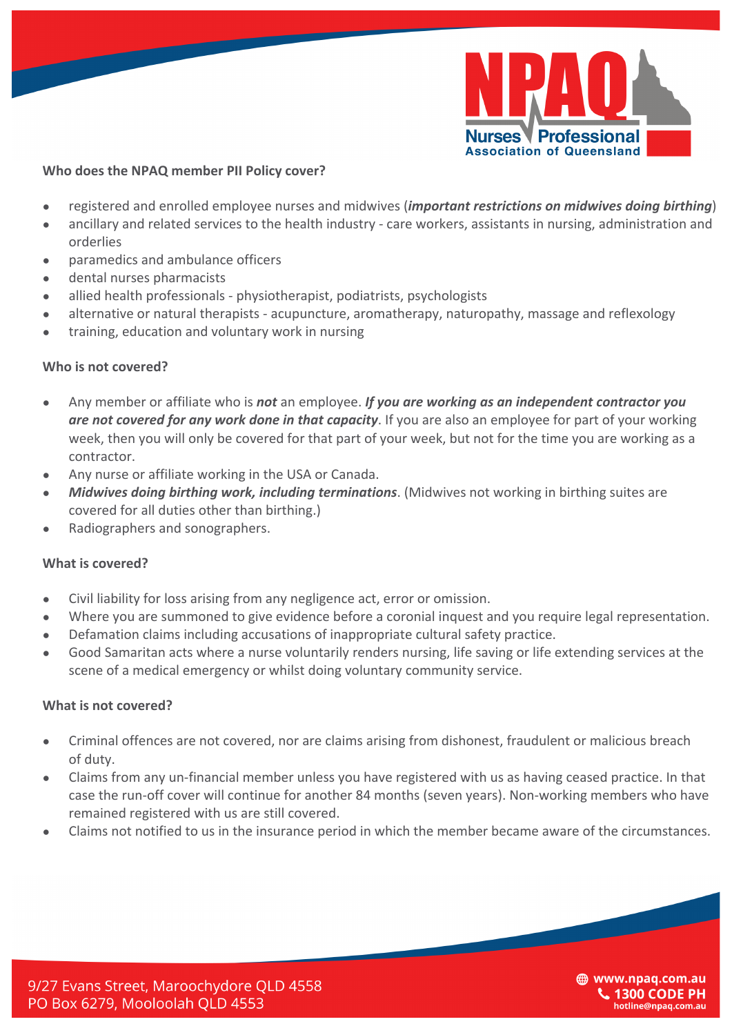**Who does the NPAQ member PII Policy cover?**

- registered and enrolled employee nurses and midwives (***important restrictions on midwives doing birthing***)
- ancillary and related services to the health industry - care workers, assistants in nursing, administration and orderlies
- paramedics and ambulance officers
- dental nurses pharmacists
- allied health professionals - physiotherapist, podiatrists, psychologists
- alternative or natural therapists - acupuncture, aromatherapy, naturopathy, massage and reflexology
- training, education and voluntary work in nursing

**Who is not covered?**

- Any member or affiliate who is ***not*** an employee. ***If you are working as an independent contractor you are not covered for any work done in that capacity***. If you are also an employee for part of your working week, then you will only be covered for that part of your week, but not for the time you are working as a contractor.
- Any nurse or affiliate working in the USA or Canada.
- ***Midwives doing birthing work, including terminations***. (Midwives not working in birthing suites are covered for all duties other than birthing.)
- Radiographers and sonographers.

**What is covered?**

- Civil liability for loss arising from any negligence act, error or omission.
- Where you are summoned to give evidence before a coronial inquest and you require legal representation.
- Defamation claims including accusations of inappropriate cultural safety practice.
- Good Samaritan acts where a nurse voluntarily renders nursing, life saving or life extending services at the scene of a medical emergency or whilst doing voluntary community service.

**What is not covered?**

- Criminal offences are not covered, nor are claims arising from dishonest, fraudulent or malicious breach of duty.
- Claims from any un-financial member unless you have registered with us as having ceased practice. In that case the run-off cover will continue for another 84 months (seven years). Non-working members who have remained registered with us are still covered.
- Claims not notified to us in the insurance period in which the member became aware of the circumstances.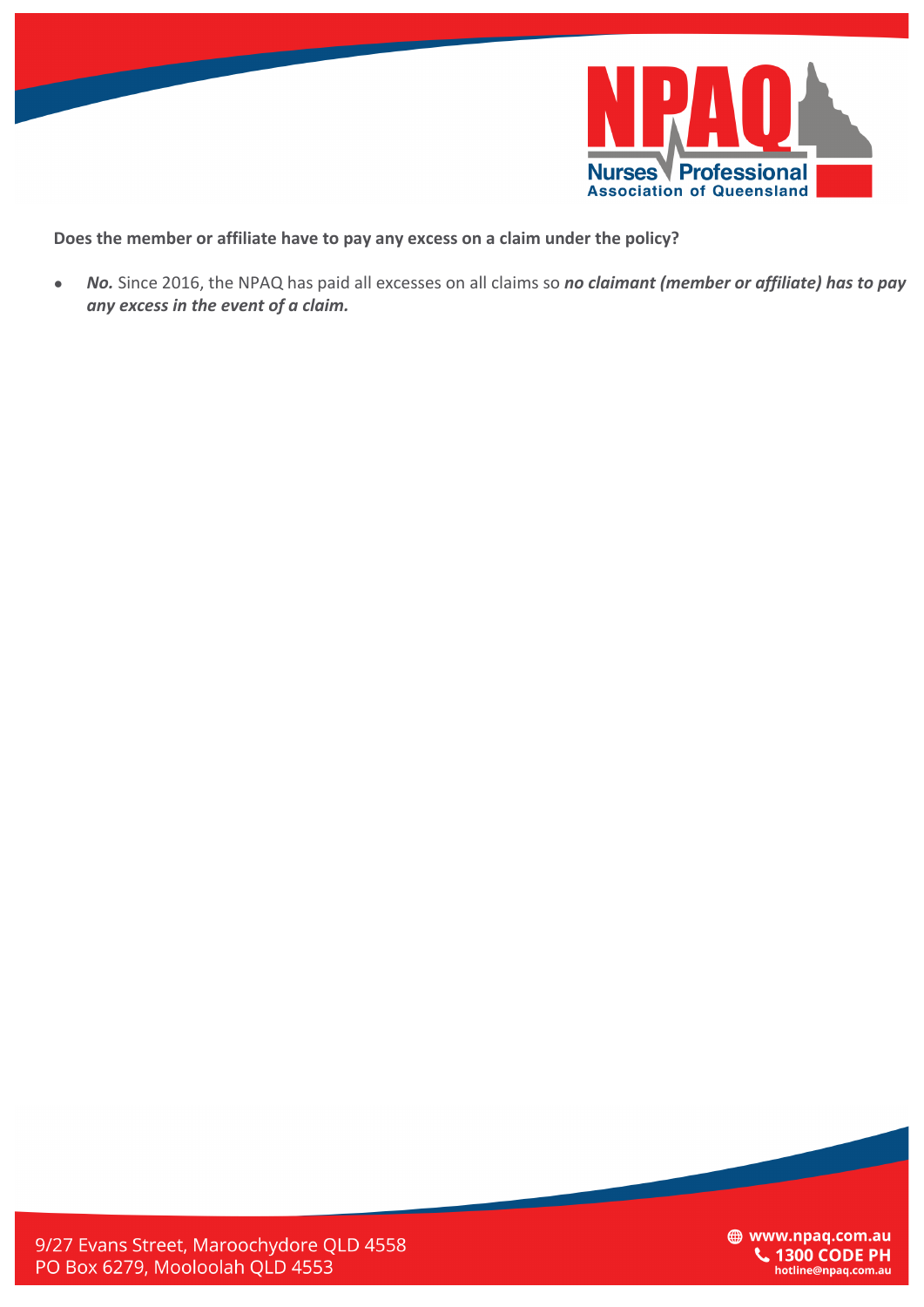**Does the member or affiliate have to pay any excess on a claim under the policy?**

- ***No.*** Since 2016, the NPAQ has paid all excesses on all claims so ***no claimant (member or affiliate) has to pay any excess in the event of a claim.***